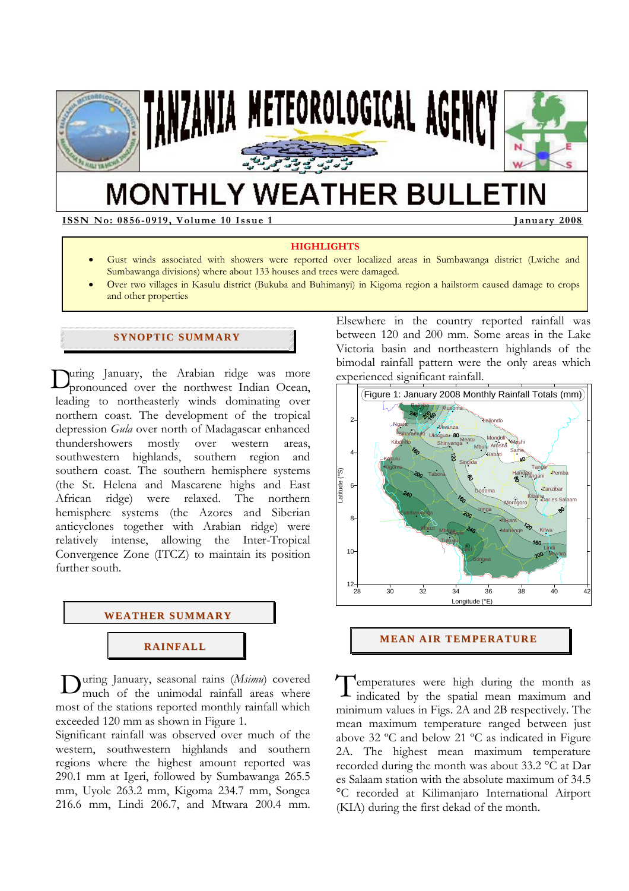# TANZANIA METEOROLOGICAL AGENCY

# MONTHLY WEATHER BULLETIN

**ISSN No: 0856-0919, Volume 10 Issue 1** **January 2008**

**HIGHLIGHTS**

- Gust winds associated with showers were reported over localized areas in Sumbawanga district (Lwiche and Sumbawanga divisions) where about 133 houses and trees were damaged.
- Over two villages in Kasulu district (Bukuba and Buhimanyi) in Kigoma region a hailstorm caused damage to crops and other properties

## SYNOPTIC SUMMARY

During January, the Arabian ridge was more pronounced over the northwest Indian Ocean, leading to northeasterly winds dominating over northern coast. The development of the tropical depression *Gula* over north of Madagascar enhanced thundershowers mostly over western areas, southwestern highlands, southern region and southern coast. The southern hemisphere systems (the St. Helena and Mascarene highs and East African ridge) were relaxed. The northern hemisphere systems (the Azores and Siberian anticyclones together with Arabian ridge) were relatively intense, allowing the Inter-Tropical Convergence Zone (ITCZ) to maintain its position further south.

## WEATHER SUMMARY

### RAINFALL

During January, seasonal rains (*Msimu*) covered much of the unimodal rainfall areas where most of the stations reported monthly rainfall which exceeded 120 mm as shown in Figure 1.

Significant rainfall was observed over much of the western, southwestern highlands and southern regions where the highest amount reported was 290.1 mm at Igeri, followed by Sumbawanga 265.5 mm, Uyole 263.2 mm, Kigoma 234.7 mm, Songea 216.6 mm, Lindi 206.7, and Mtwara 200.4 mm. Elsewhere in the country reported rainfall was between 120 and 200 mm. Some areas in the Lake Victoria basin and northeastern highlands of the bimodal rainfall pattern were the only areas which experienced significant rainfall.

Figure 1: January 2008 Monthly Rainfall Totals (mm)

## MEAN AIR TEMPERATURE

Temperatures were high during the month as indicated by the spatial mean maximum and minimum values in Figs. 2A and 2B respectively. The mean maximum temperature ranged between just above 32 ºC and below 21 ºC as indicated in Figure 2A. The highest mean maximum temperature recorded during the month was about 33.2 °C at Dar es Salaam station with the absolute maximum of 34.5 °C recorded at Kilimanjaro International Airport (KIA) during the first dekad of the month.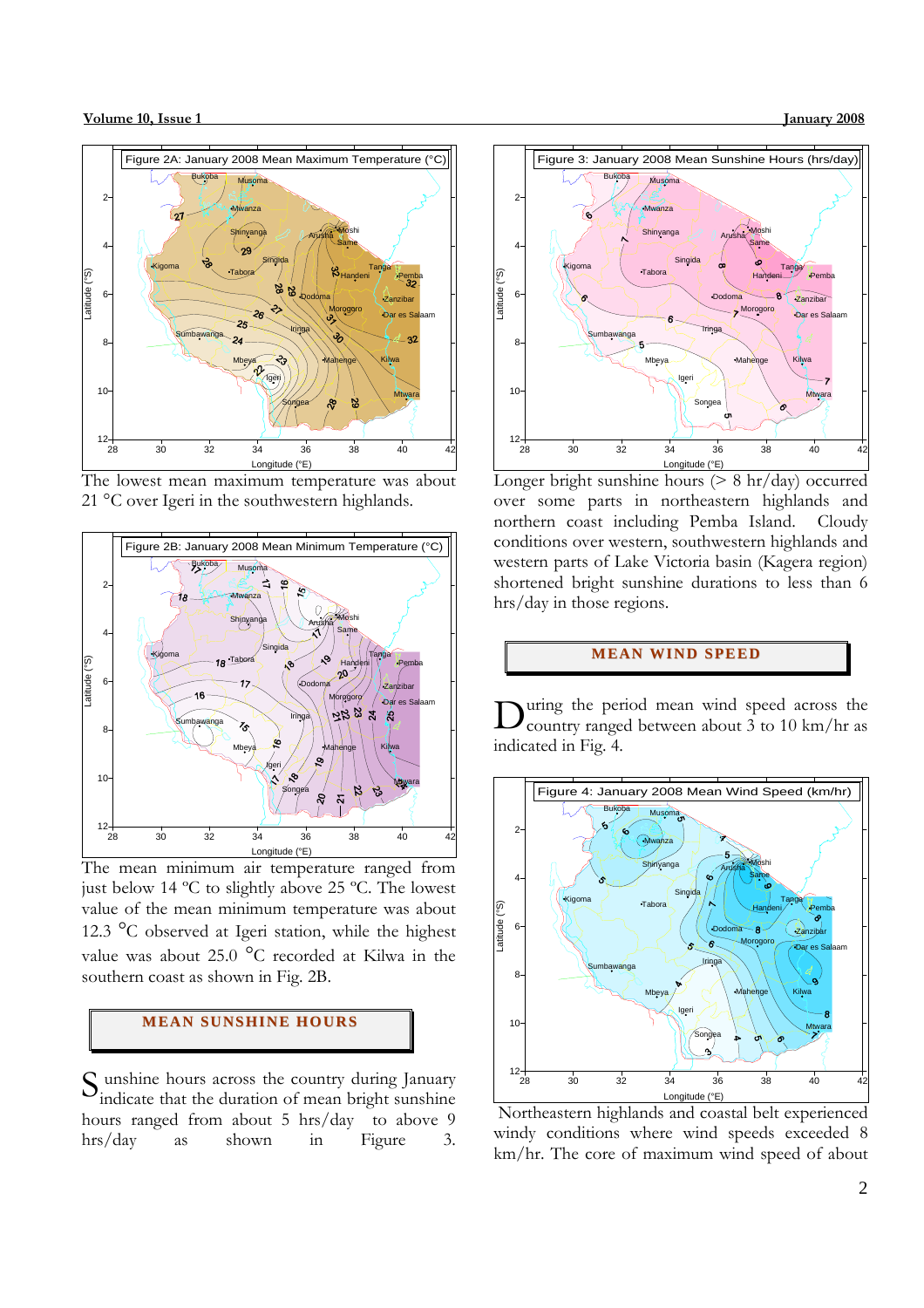Figure 2A: January 2008 Mean Maximum Temperature (°C)

The lowest mean maximum temperature was about 21 °C over Igeri in the southwestern highlands.

Figure 2B: January 2008 Mean Minimum Temperature (°C)

The mean minimum air temperature ranged from just below 14 ºC to slightly above 25 ºC. The lowest value of the mean minimum temperature was about 12.3 °C observed at Igeri station, while the highest value was about 25.0 °C recorded at Kilwa in the southern coast as shown in Fig. 2B.

## MEAN SUNSHINE HOURS

Sunshine hours across the country during January indicate that the duration of mean bright sunshine hours ranged from about 5 hrs/day to above 9 hrs/day as shown in Figure 3.

Figure 3: January 2008 Mean Sunshine Hours (hrs/day)

Longer bright sunshine hours (> 8 hr/day) occurred over some parts in northeastern highlands and northern coast including Pemba Island. Cloudy conditions over western, southwestern highlands and western parts of Lake Victoria basin (Kagera region) shortened bright sunshine durations to less than 6 hrs/day in those regions.

## MEAN WIND SPEED

During the period mean wind speed across the country ranged between about 3 to 10 km/hr as indicated in Fig. 4.

Figure 4: January 2008 Mean Wind Speed (km/hr)

Northeastern highlands and coastal belt experienced windy conditions where wind speeds exceeded 8 km/hr. The core of maximum wind speed of about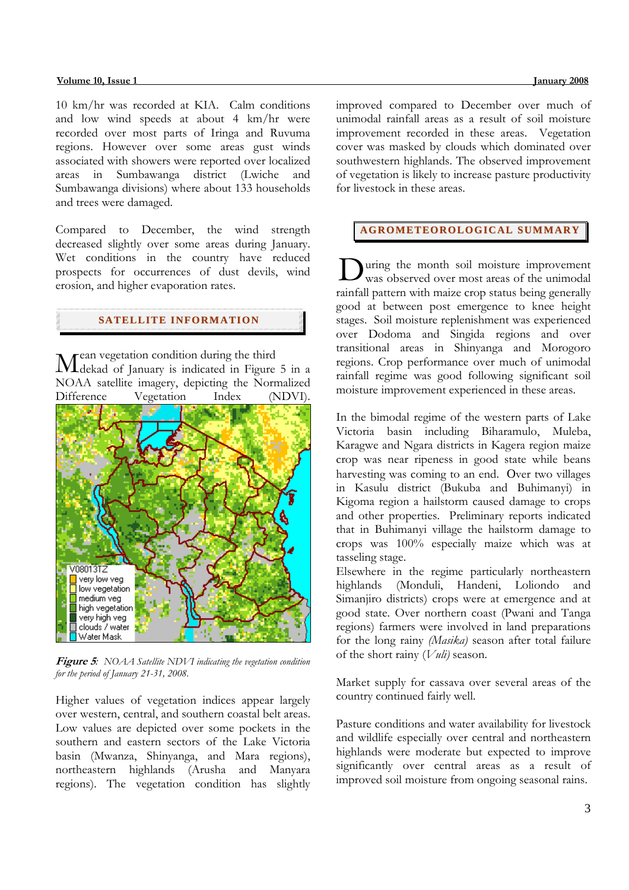10 km/hr was recorded at KIA. Calm conditions and low wind speeds at about 4 km/hr were recorded over most parts of Iringa and Ruvuma regions. However over some areas gust winds associated with showers were reported over localized areas in Sumbawanga district (Lwiche and Sumbawanga divisions) where about 133 households and trees were damaged.

Compared to December, the wind strength decreased slightly over some areas during January. Wet conditions in the country have reduced prospects for occurrences of dust devils, wind erosion, and higher evaporation rates.

## SATELLITE INFORMATION

Mean vegetation condition during the third dekad of January is indicated in Figure 5 in a NOAA satellite imagery, depicting the Normalized Difference Vegetation Index (NDVI).

***Figure 5****: NOAA Satellite NDVI indicating the vegetation condition for the period of January 21-31, 2008.*

Higher values of vegetation indices appear largely over western, central, and southern coastal belt areas. Low values are depicted over some pockets in the southern and eastern sectors of the Lake Victoria basin (Mwanza, Shinyanga, and Mara regions), northeastern highlands (Arusha and Manyara regions). The vegetation condition has slightly improved compared to December over much of unimodal rainfall areas as a result of soil moisture improvement recorded in these areas. Vegetation cover was masked by clouds which dominated over southwestern highlands. The observed improvement of vegetation is likely to increase pasture productivity for livestock in these areas.

## AGROMETEOROLOGICAL SUMMARY

During the month soil moisture improvement was observed over most areas of the unimodal rainfall pattern with maize crop status being generally good at between post emergence to knee height stages. Soil moisture replenishment was experienced over Dodoma and Singida regions and over transitional areas in Shinyanga and Morogoro regions. Crop performance over much of unimodal rainfall regime was good following significant soil moisture improvement experienced in these areas.

In the bimodal regime of the western parts of Lake Victoria basin including Biharamulo, Muleba, Karagwe and Ngara districts in Kagera region maize crop was near ripeness in good state while beans harvesting was coming to an end. Over two villages in Kasulu district (Bukuba and Buhimanyi) in Kigoma region a hailstorm caused damage to crops and other properties. Preliminary reports indicated that in Buhimanyi village the hailstorm damage to crops was 100% especially maize which was at tasseling stage.

Elsewhere in the regime particularly northeastern highlands (Monduli, Handeni, Loliondo and Simanjiro districts) crops were at emergence and at good state. Over northern coast (Pwani and Tanga regions) farmers were involved in land preparations for the long rainy *(Masika)* season after total failure of the short rainy (*Vuli)* season.

Market supply for cassava over several areas of the country continued fairly well.

Pasture conditions and water availability for livestock and wildlife especially over central and northeastern highlands were moderate but expected to improve significantly over central areas as a result of improved soil moisture from ongoing seasonal rains.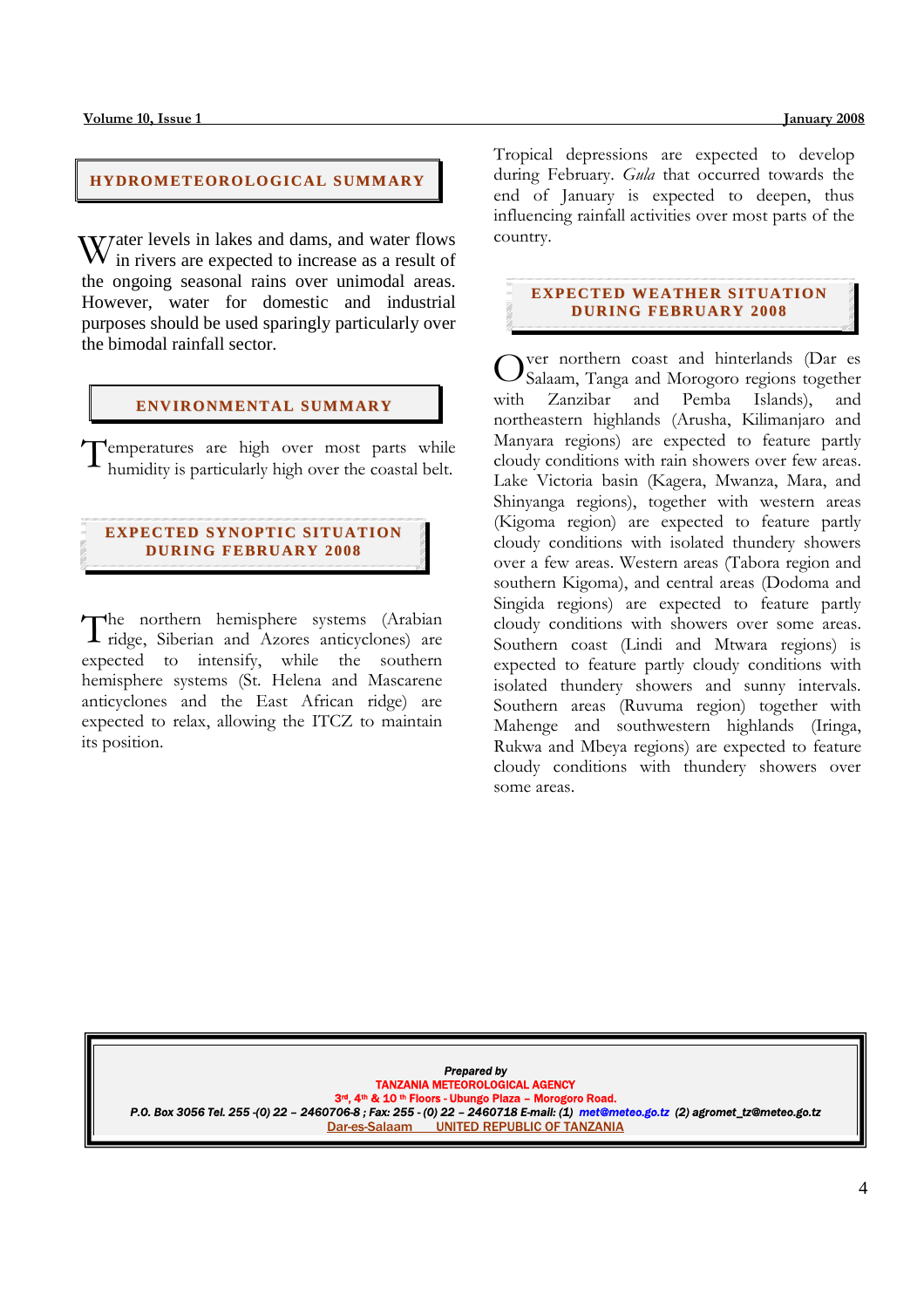## HYDROMETEOROLOGICAL SUMMARY

Water levels in lakes and dams, and water flows in rivers are expected to increase as a result of the ongoing seasonal rains over unimodal areas. However, water for domestic and industrial purposes should be used sparingly particularly over the bimodal rainfall sector.

## ENVIRONMENTAL SUMMARY

Temperatures are high over most parts while humidity is particularly high over the coastal belt.

## EXPECTED SYNOPTIC SITUATION DURING FEBRUARY 2008

The northern hemisphere systems (Arabian ridge, Siberian and Azores anticyclones) are expected to intensify, while the southern hemisphere systems (St. Helena and Mascarene anticyclones and the East African ridge) are expected to relax, allowing the ITCZ to maintain its position.

Tropical depressions are expected to develop during February. *Gula* that occurred towards the end of January is expected to deepen, thus influencing rainfall activities over most parts of the country.

## EXPECTED WEATHER SITUATION DURING FEBRUARY 2008

Over northern coast and hinterlands (Dar es Salaam, Tanga and Morogoro regions together with Zanzibar and Pemba Islands), and northeastern highlands (Arusha, Kilimanjaro and Manyara regions) are expected to feature partly cloudy conditions with rain showers over few areas. Lake Victoria basin (Kagera, Mwanza, Mara, and Shinyanga regions), together with western areas (Kigoma region) are expected to feature partly cloudy conditions with isolated thundery showers over a few areas. Western areas (Tabora region and southern Kigoma), and central areas (Dodoma and Singida regions) are expected to feature partly cloudy conditions with showers over some areas. Southern coast (Lindi and Mtwara regions) is expected to feature partly cloudy conditions with isolated thundery showers and sunny intervals. Southern areas (Ruvuma region) together with Mahenge and southwestern highlands (Iringa, Rukwa and Mbeya regions) are expected to feature cloudy conditions with thundery showers over some areas.

***Prepared by***

**TANZANIA METEOROLOGICAL AGENCY**

**3rd, 4th & 10th Floors - Ubungo Plaza – Morogoro Road.**

***P.O. Box 3056 Tel. 255 -(0) 22 – 2460706-8 ; Fax: 255 - (0) 22 – 2460718 E-mail: (1) met@meteo.go.tz (2) agromet_tz@meteo.go.tz***

Dar-es-Salaam UNITED REPUBLIC OF TANZANIA